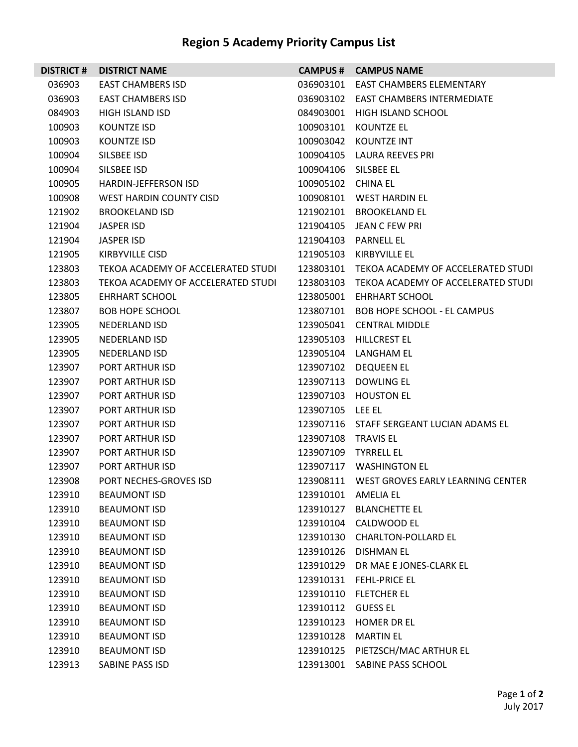# Region 5 Academy Priority Campus List

| DISTRICT # | DISTRICT NAME | CAMPUS # | CAMPUS NAME |
|---|---|---|---|
| 036903 | EAST CHAMBERS ISD | 036903101 | EAST CHAMBERS ELEMENTARY |
| 036903 | EAST CHAMBERS ISD | 036903102 | EAST CHAMBERS INTERMEDIATE |
| 084903 | HIGH ISLAND ISD | 084903001 | HIGH ISLAND SCHOOL |
| 100903 | KOUNTZE ISD | 100903101 | KOUNTZE EL |
| 100903 | KOUNTZE ISD | 100903042 | KOUNTZE INT |
| 100904 | SILSBEE ISD | 100904105 | LAURA REEVES PRI |
| 100904 | SILSBEE ISD | 100904106 | SILSBEE EL |
| 100905 | HARDIN-JEFFERSON ISD | 100905102 | CHINA EL |
| 100908 | WEST HARDIN COUNTY CISD | 100908101 | WEST HARDIN EL |
| 121902 | BROOKELAND ISD | 121902101 | BROOKELAND EL |
| 121904 | JASPER ISD | 121904105 | JEAN C FEW PRI |
| 121904 | JASPER ISD | 121904103 | PARNELL EL |
| 121905 | KIRBYVILLE CISD | 121905103 | KIRBYVILLE EL |
| 123803 | TEKOA ACADEMY OF ACCELERATED STUDI | 123803101 | TEKOA ACADEMY OF ACCELERATED STUDI |
| 123803 | TEKOA ACADEMY OF ACCELERATED STUDI | 123803103 | TEKOA ACADEMY OF ACCELERATED STUDI |
| 123805 | EHRHART SCHOOL | 123805001 | EHRHART SCHOOL |
| 123807 | BOB HOPE SCHOOL | 123807101 | BOB HOPE SCHOOL - EL CAMPUS |
| 123905 | NEDERLAND ISD | 123905041 | CENTRAL MIDDLE |
| 123905 | NEDERLAND ISD | 123905103 | HILLCREST EL |
| 123905 | NEDERLAND ISD | 123905104 | LANGHAM EL |
| 123907 | PORT ARTHUR ISD | 123907102 | DEQUEEN EL |
| 123907 | PORT ARTHUR ISD | 123907113 | DOWLING EL |
| 123907 | PORT ARTHUR ISD | 123907103 | HOUSTON EL |
| 123907 | PORT ARTHUR ISD | 123907105 | LEE EL |
| 123907 | PORT ARTHUR ISD | 123907116 | STAFF SERGEANT LUCIAN ADAMS EL |
| 123907 | PORT ARTHUR ISD | 123907108 | TRAVIS EL |
| 123907 | PORT ARTHUR ISD | 123907109 | TYRRELL EL |
| 123907 | PORT ARTHUR ISD | 123907117 | WASHINGTON EL |
| 123908 | PORT NECHES-GROVES ISD | 123908111 | WEST GROVES EARLY LEARNING CENTER |
| 123910 | BEAUMONT ISD | 123910101 | AMELIA EL |
| 123910 | BEAUMONT ISD | 123910127 | BLANCHETTE EL |
| 123910 | BEAUMONT ISD | 123910104 | CALDWOOD EL |
| 123910 | BEAUMONT ISD | 123910130 | CHARLTON-POLLARD EL |
| 123910 | BEAUMONT ISD | 123910126 | DISHMAN EL |
| 123910 | BEAUMONT ISD | 123910129 | DR MAE E JONES-CLARK EL |
| 123910 | BEAUMONT ISD | 123910131 | FEHL-PRICE EL |
| 123910 | BEAUMONT ISD | 123910110 | FLETCHER EL |
| 123910 | BEAUMONT ISD | 123910112 | GUESS EL |
| 123910 | BEAUMONT ISD | 123910123 | HOMER DR EL |
| 123910 | BEAUMONT ISD | 123910128 | MARTIN EL |
| 123910 | BEAUMONT ISD | 123910125 | PIETZSCH/MAC ARTHUR EL |
| 123913 | SABINE PASS ISD | 123913001 | SABINE PASS SCHOOL |

July 2017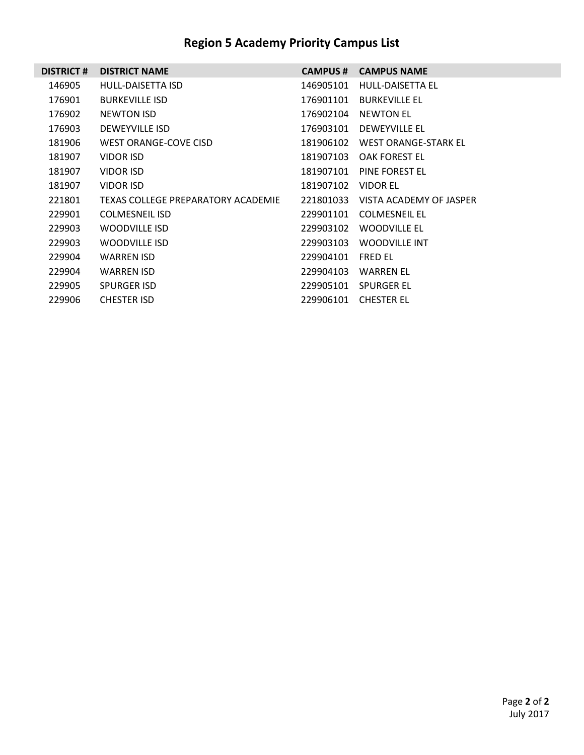# Region 5 Academy Priority Campus List

| DISTRICT # | DISTRICT NAME | CAMPUS # | CAMPUS NAME |
|---|---|---|---|
| 146905 | HULL-DAISETTA ISD | 146905101 | HULL-DAISETTA EL |
| 176901 | BURKEVILLE ISD | 176901101 | BURKEVILLE EL |
| 176902 | NEWTON ISD | 176902104 | NEWTON EL |
| 176903 | DEWEYVILLE ISD | 176903101 | DEWEYVILLE EL |
| 181906 | WEST ORANGE-COVE CISD | 181906102 | WEST ORANGE-STARK EL |
| 181907 | VIDOR ISD | 181907103 | OAK FOREST EL |
| 181907 | VIDOR ISD | 181907101 | PINE FOREST EL |
| 181907 | VIDOR ISD | 181907102 | VIDOR EL |
| 221801 | TEXAS COLLEGE PREPARATORY ACADEMIE | 221801033 | VISTA ACADEMY OF JASPER |
| 229901 | COLMESNEIL ISD | 229901101 | COLMESNEIL EL |
| 229903 | WOODVILLE ISD | 229903102 | WOODVILLE EL |
| 229903 | WOODVILLE ISD | 229903103 | WOODVILLE INT |
| 229904 | WARREN ISD | 229904101 | FRED EL |
| 229904 | WARREN ISD | 229904103 | WARREN EL |
| 229905 | SPURGER ISD | 229905101 | SPURGER EL |
| 229906 | CHESTER ISD | 229906101 | CHESTER EL |

July 2017